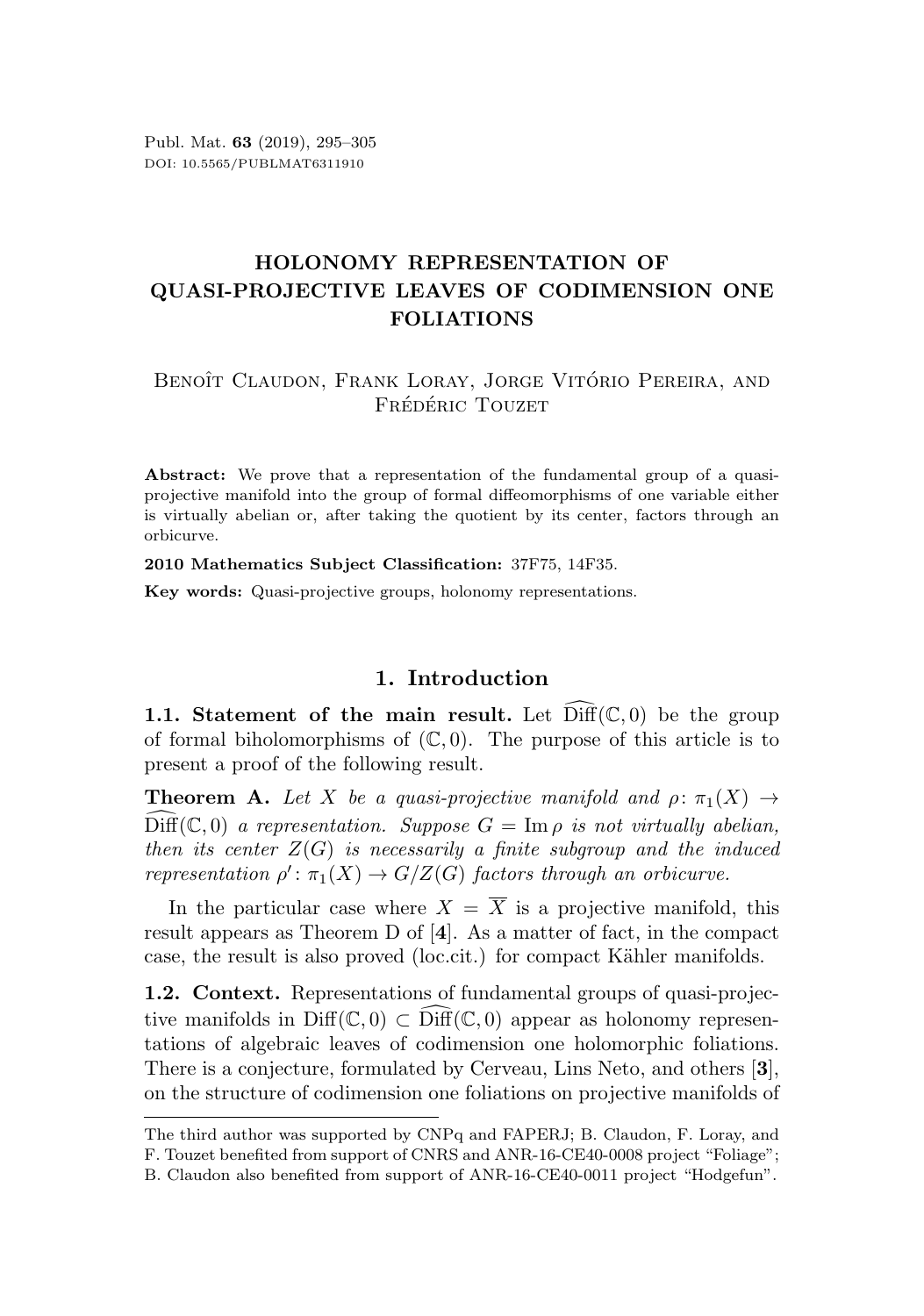# HOLONOMY REPRESENTATION OF QUASI-PROJECTIVE LEAVES OF CODIMENSION ONE FOLIATIONS

Benoît Claudon, Frank Loray, Jorge Vitório Pereira, and Frédéric Touzet

**Abstract:** We prove that a representation of the fundamental group of a quasi-projective manifold into the group of formal diffeomorphisms of one variable either is virtually abelian or, after taking the quotient by its center, factors through an orbicurve.

**2010 Mathematics Subject Classification:** 37F75, 14F35.

**Key words:** Quasi-projective groups, holonomy representations.

## 1. Introduction

**1.1. Statement of the main result.** Let $\widehat{\mathrm{Diff}}(\mathbb{C},0)$ be the group of formal biholomorphisms of $(\mathbb{C},0)$. The purpose of this article is to present a proof of the following result.

**Theorem A.** *Let $X$ be a quasi-projective manifold and $\rho\colon \pi_1(X) \to \widehat{\mathrm{Diff}}(\mathbb{C},0)$ a representation. Suppose $G = \operatorname{Im}\rho$ is not virtually abelian, then its center $Z(G)$ is necessarily a finite subgroup and the induced representation $\rho'\colon \pi_1(X) \to G/Z(G)$ factors through an orbicurve.*

In the particular case where $X = \overline{X}$ is a projective manifold, this result appears as Theorem D of [**4**]. As a matter of fact, in the compact case, the result is also proved (loc.cit.) for compact Kähler manifolds.

**1.2. Context.** Representations of fundamental groups of quasi-projective manifolds in $\mathrm{Diff}(\mathbb{C},0) \subset \widehat{\mathrm{Diff}}(\mathbb{C},0)$ appear as holonomy representations of algebraic leaves of codimension one holomorphic foliations. There is a conjecture, formulated by Cerveau, Lins Neto, and others [**3**], on the structure of codimension one foliations on projective manifolds of

The third author was supported by CNPq and FAPERJ; B. Claudon, F. Loray, and F. Touzet benefited from support of CNRS and ANR-16-CE40-0008 project “Foliage”; B. Claudon also benefited from support of ANR-16-CE40-0011 project “Hodgefun”.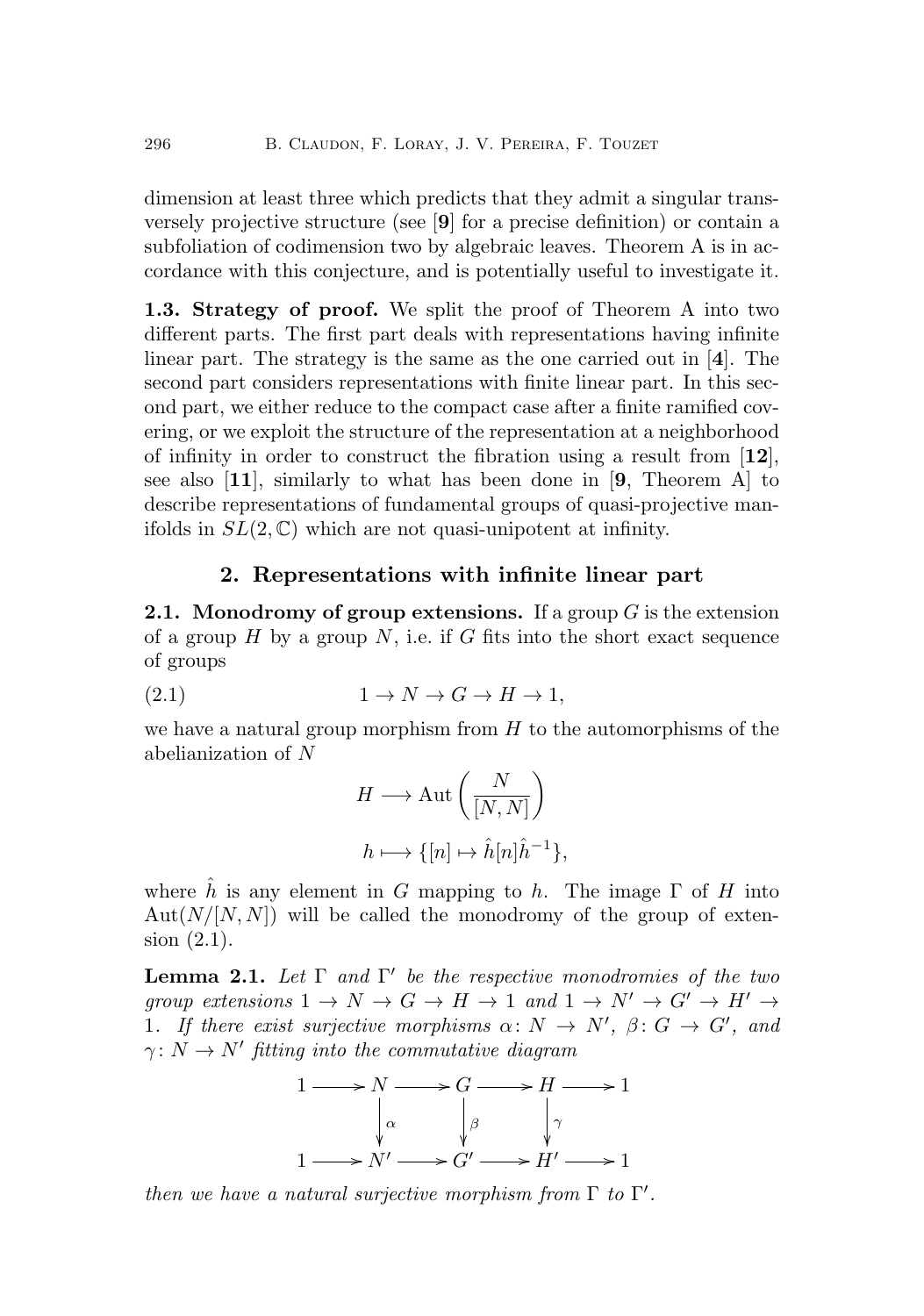dimension at least three which predicts that they admit a singular transversely projective structure (see [**9**] for a precise definition) or contain a subfoliation of codimension two by algebraic leaves. Theorem A is in accordance with this conjecture, and is potentially useful to investigate it.

**1.3. Strategy of proof.** We split the proof of Theorem A into two different parts. The first part deals with representations having infinite linear part. The strategy is the same as the one carried out in [**4**]. The second part considers representations with finite linear part. In this second part, we either reduce to the compact case after a finite ramified covering, or we exploit the structure of the representation at a neighborhood of infinity in order to construct the fibration using a result from [**12**], see also [**11**], similarly to what has been done in [**9**, Theorem A] to describe representations of fundamental groups of quasi-projective manifolds in $SL(2,\mathbb{C})$ which are not quasi-unipotent at infinity.

## 2. Representations with infinite linear part

**2.1. Monodromy of group extensions.** If a group $G$ is the extension of a group $H$ by a group $N$, i.e. if $G$ fits into the short exact sequence of groups

$$1 \to N \to G \to H \to 1, \tag{2.1}$$

we have a natural group morphism from $H$ to the automorphisms of the abelianization of $N$

$$H \longrightarrow \operatorname{Aut}\left(\frac{N}{[N,N]}\right)$$

$$h \longmapsto \{[n] \mapsto \hat{h}[n]\hat{h}^{-1}\},$$

where $\hat{h}$ is any element in $G$ mapping to $h$. The image $\Gamma$ of $H$ into $\operatorname{Aut}(N/[N,N])$ will be called the monodromy of the group of extension (2.1).

**Lemma 2.1.** *Let $\Gamma$ and $\Gamma'$ be the respective monodromies of the two group extensions $1 \to N \to G \to H \to 1$ and $1 \to N' \to G' \to H' \to 1$. If there exist surjective morphisms $\alpha\colon N \to N'$, $\beta\colon G \to G'$, and $\gamma\colon N \to N'$ fitting into the commutative diagram*

$$\begin{array}{ccccccccc}
1 & \longrightarrow & N & \longrightarrow & G & \longrightarrow & H & \longrightarrow & 1 \\
 & & \big\downarrow \alpha & & \big\downarrow \beta & & \big\downarrow \gamma & & \\
1 & \longrightarrow & N' & \longrightarrow & G' & \longrightarrow & H' & \longrightarrow & 1
\end{array}$$

*then we have a natural surjective morphism from $\Gamma$ to $\Gamma'$.*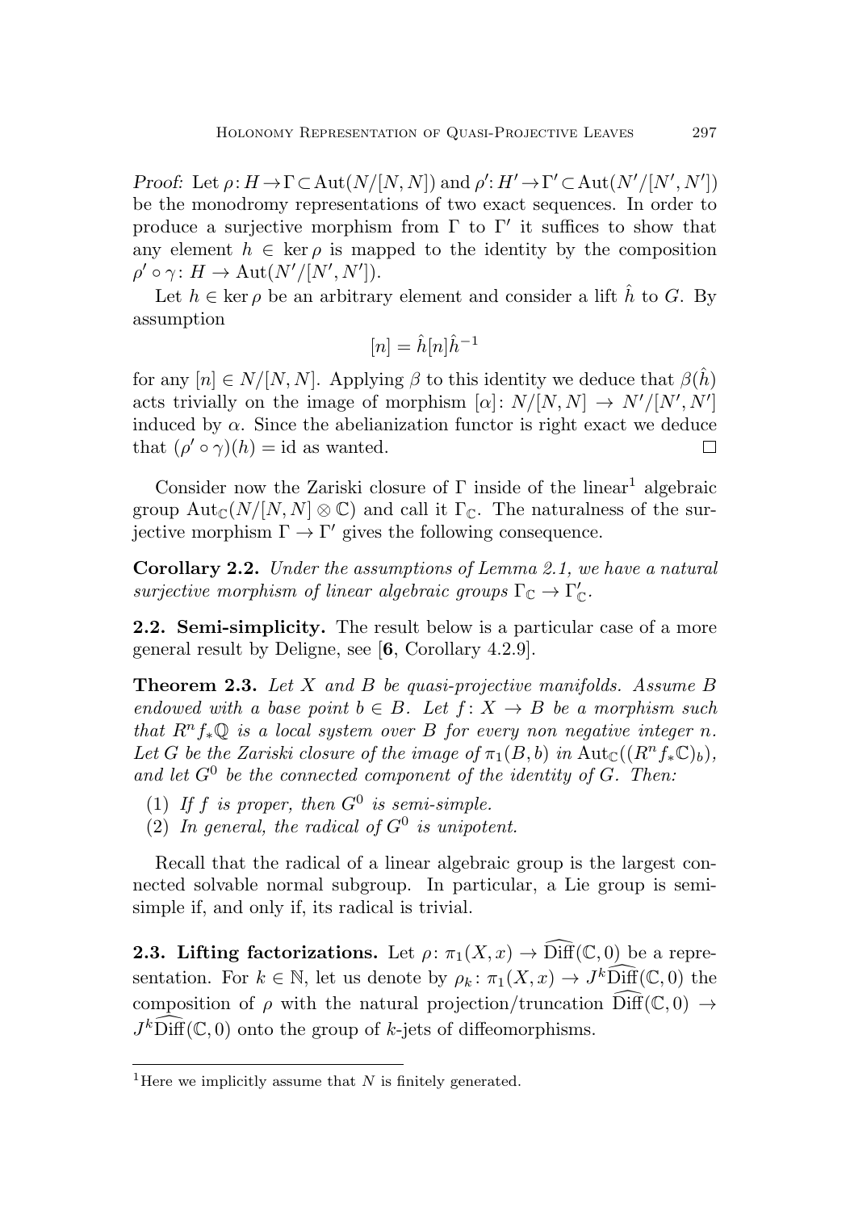*Proof:* Let $\rho\colon H \to \Gamma \subset \mathrm{Aut}(N/[N,N])$ and $\rho'\colon H' \to \Gamma' \subset \mathrm{Aut}(N'/[N',N'])$ be the monodromy representations of two exact sequences. In order to produce a surjective morphism from $\Gamma$ to $\Gamma'$ it suffices to show that any element $h \in \ker \rho$ is mapped to the identity by the composition $\rho' \circ \gamma\colon H \to \mathrm{Aut}(N'/[N',N'])$.

Let $h \in \ker \rho$ be an arbitrary element and consider a lift $\hat{h}$ to $G$. By assumption

$$[n] = \hat{h}[n]\hat{h}^{-1}$$

for any $[n] \in N/[N,N]$. Applying $\beta$ to this identity we deduce that $\beta(\hat{h})$ acts trivially on the image of morphism $[\alpha]\colon N/[N,N] \to N'/[N',N']$ induced by $\alpha$. Since the abelianization functor is right exact we deduce that $(\rho' \circ \gamma)(h) = \mathrm{id}$ as wanted. $\square$

Consider now the Zariski closure of $\Gamma$ inside of the linear[1] algebraic group $\mathrm{Aut}_{\mathbb{C}}(N/[N,N] \otimes \mathbb{C})$ and call it $\Gamma_{\mathbb{C}}$. The naturalness of the surjective morphism $\Gamma \to \Gamma'$ gives the following consequence.

**Corollary 2.2.** *Under the assumptions of Lemma 2.1, we have a natural surjective morphism of linear algebraic groups $\Gamma_{\mathbb{C}} \to \Gamma'_{\mathbb{C}}$.*

**2.2. Semi-simplicity.** The result below is a particular case of a more general result by Deligne, see [**6**, Corollary 4.2.9].

**Theorem 2.3.** *Let $X$ and $B$ be quasi-projective manifolds. Assume $B$ endowed with a base point $b \in B$. Let $f\colon X \to B$ be a morphism such that $R^n f_* \mathbb{Q}$ is a local system over $B$ for every non negative integer $n$. Let $G$ be the Zariski closure of the image of $\pi_1(B,b)$ in $\mathrm{Aut}_{\mathbb{C}}((R^n f_* \mathbb{C})_b)$, and let $G^0$ be the connected component of the identity of $G$. Then:*

1. *If $f$ is proper, then $G^0$ is semi-simple.*
2. *In general, the radical of $G^0$ is unipotent.*

Recall that the radical of a linear algebraic group is the largest connected solvable normal subgroup. In particular, a Lie group is semi-simple if, and only if, its radical is trivial.

**2.3. Lifting factorizations.** Let $\rho\colon \pi_1(X,x) \to \widehat{\mathrm{Diff}}(\mathbb{C},0)$ be a representation. For $k \in \mathbb{N}$, let us denote by $\rho_k\colon \pi_1(X,x) \to J^k\widehat{\mathrm{Diff}}(\mathbb{C},0)$ the composition of $\rho$ with the natural projection/truncation $\widehat{\mathrm{Diff}}(\mathbb{C},0) \to J^k\widehat{\mathrm{Diff}}(\mathbb{C},0)$ onto the group of $k$-jets of diffeomorphisms.

---

[1] Here we implicitly assume that $N$ is finitely generated.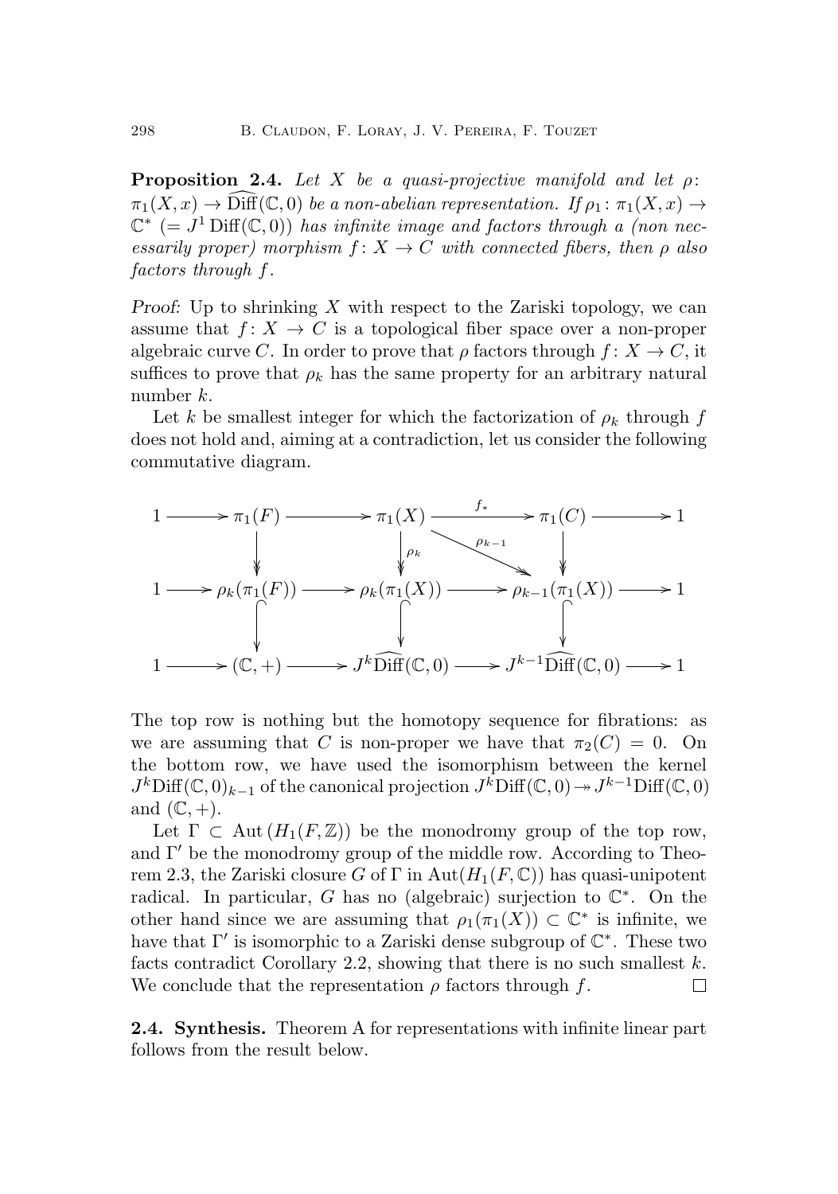**Proposition 2.4.** *Let $X$ be a quasi-projective manifold and let $\rho\colon \pi_1(X,x) \to \widehat{\mathrm{Diff}}(\mathbb{C},0)$ be a non-abelian representation. If $\rho_1\colon \pi_1(X,x) \to \mathbb{C}^*$ $(= J^1\,\mathrm{Diff}(\mathbb{C},0))$ has infinite image and factors through a (non necessarily proper) morphism $f\colon X \to C$ with connected fibers, then $\rho$ also factors through $f$.*

*Proof:* Up to shrinking $X$ with respect to the Zariski topology, we can assume that $f\colon X \to C$ is a topological fiber space over a non-proper algebraic curve $C$. In order to prove that $\rho$ factors through $f\colon X \to C$, it suffices to prove that $\rho_k$ has the same property for an arbitrary natural number $k$.

Let $k$ be smallest integer for which the factorization of $\rho_k$ through $f$ does not hold and, aiming at a contradiction, let us consider the following commutative diagram.

$$
\begin{array}{ccccccccc}
1 & \longrightarrow & \pi_1(F) & \longrightarrow & \pi_1(X) & \xrightarrow{\ f_*\ } & \pi_1(C) & \longrightarrow & 1 \\
 & & \downarrow & & \downarrow{\scriptstyle \rho_k} & \searrow^{\rho_{k-1}} & \downarrow & & \\
1 & \longrightarrow & \rho_k(\pi_1(F)) & \longrightarrow & \rho_k(\pi_1(X)) & \longrightarrow & \rho_{k-1}(\pi_1(X)) & \longrightarrow & 1 \\
 & & \downarrow & & \downarrow & & \downarrow & & \\
1 & \longrightarrow & (\mathbb{C},+) & \longrightarrow & J^k\widehat{\mathrm{Diff}}(\mathbb{C},0) & \longrightarrow & J^{k-1}\widehat{\mathrm{Diff}}(\mathbb{C},0) & \longrightarrow & 1
\end{array}
$$

The top row is nothing but the homotopy sequence for fibrations: as we are assuming that $C$ is non-proper we have that $\pi_2(C) = 0$. On the bottom row, we have used the isomorphism between the kernel $J^k\mathrm{Diff}(\mathbb{C},0)_{k-1}$ of the canonical projection $J^k\mathrm{Diff}(\mathbb{C},0) \twoheadrightarrow J^{k-1}\mathrm{Diff}(\mathbb{C},0)$ and $(\mathbb{C},+)$.

Let $\Gamma \subset \mathrm{Aut}\,(H_1(F,\mathbb{Z}))$ be the monodromy group of the top row, and $\Gamma'$ be the monodromy group of the middle row. According to Theorem 2.3, the Zariski closure $G$ of $\Gamma$ in $\mathrm{Aut}(H_1(F,\mathbb{C}))$ has quasi-unipotent radical. In particular, $G$ has no (algebraic) surjection to $\mathbb{C}^*$. On the other hand since we are assuming that $\rho_1(\pi_1(X)) \subset \mathbb{C}^*$ is infinite, we have that $\Gamma'$ is isomorphic to a Zariski dense subgroup of $\mathbb{C}^*$. These two facts contradict Corollary 2.2, showing that there is no such smallest $k$. We conclude that the representation $\rho$ factors through $f$. $\square$

**2.4. Synthesis.** Theorem A for representations with infinite linear part follows from the result below.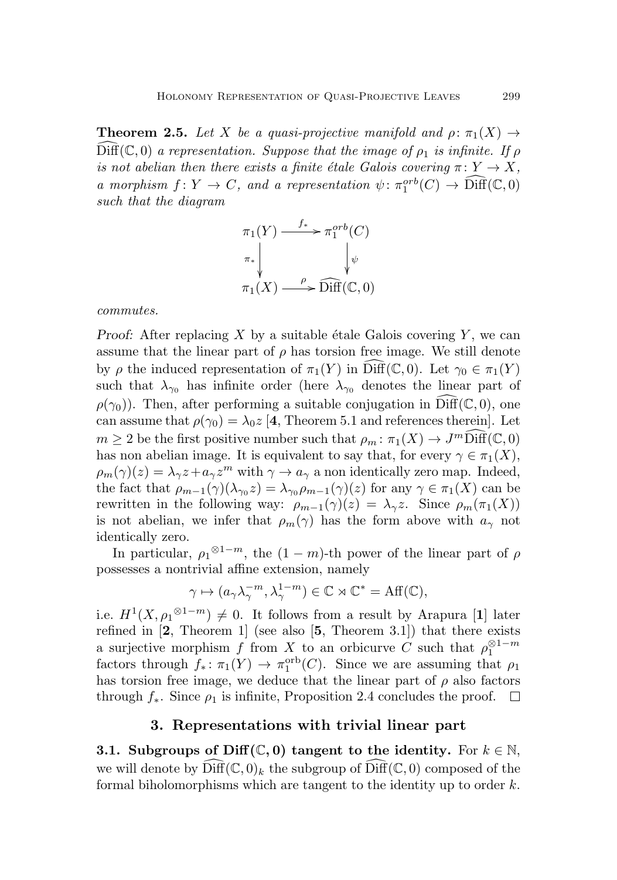**Theorem 2.5.** *Let $X$ be a quasi-projective manifold and $\rho\colon \pi_1(X) \to \widehat{\mathrm{Diff}}(\mathbb{C},0)$ a representation. Suppose that the image of $\rho_1$ is infinite. If $\rho$ is not abelian then there exists a finite étale Galois covering $\pi\colon Y \to X$, a morphism $f\colon Y \to C$, and a representation $\psi\colon \pi_1^{orb}(C) \to \widehat{\mathrm{Diff}}(\mathbb{C},0)$ such that the diagram*

$$\begin{array}{ccc} \pi_1(Y) & \xrightarrow{f_*} & \pi_1^{orb}(C) \\ {\scriptstyle \pi_*}\downarrow & & \downarrow{\scriptstyle \psi} \\ \pi_1(X) & \xrightarrow{\rho} & \widehat{\mathrm{Diff}}(\mathbb{C},0) \end{array}$$

*commutes.*

*Proof:* After replacing $X$ by a suitable étale Galois covering $Y$, we can assume that the linear part of $\rho$ has torsion free image. We still denote by $\rho$ the induced representation of $\pi_1(Y)$ in $\widehat{\mathrm{Diff}}(\mathbb{C},0)$. Let $\gamma_0 \in \pi_1(Y)$ such that $\lambda_{\gamma_0}$ has infinite order (here $\lambda_{\gamma_0}$ denotes the linear part of $\rho(\gamma_0)$). Then, after performing a suitable conjugation in $\widehat{\mathrm{Diff}}(\mathbb{C},0)$, one can assume that $\rho(\gamma_0) = \lambda_0 z$ [**4**, Theorem 5.1 and references therein]. Let $m \geq 2$ be the first positive number such that $\rho_m\colon \pi_1(X) \to J^m\widehat{\mathrm{Diff}}(\mathbb{C},0)$ has non abelian image. It is equivalent to say that, for every $\gamma \in \pi_1(X)$, $\rho_m(\gamma)(z) = \lambda_\gamma z + a_\gamma z^m$ with $\gamma \to a_\gamma$ a non identically zero map. Indeed, the fact that $\rho_{m-1}(\gamma)(\lambda_{\gamma_0} z) = \lambda_{\gamma_0}\rho_{m-1}(\gamma)(z)$ for any $\gamma \in \pi_1(X)$ can be rewritten in the following way: $\rho_{m-1}(\gamma)(z) = \lambda_\gamma z$. Since $\rho_m(\pi_1(X))$ is not abelian, we infer that $\rho_m(\gamma)$ has the form above with $a_\gamma$ not identically zero.

In particular, ${\rho_1}^{\otimes 1-m}$, the $(1-m)$-th power of the linear part of $\rho$ possesses a nontrivial affine extension, namely

$$\gamma \mapsto (a_\gamma \lambda_\gamma^{-m}, \lambda_\gamma^{1-m}) \in \mathbb{C} \rtimes \mathbb{C}^* = \mathrm{Aff}(\mathbb{C}),$$

i.e. $H^1(X, {\rho_1}^{\otimes 1-m}) \neq 0$. It follows from a result by Arapura [**1**] later refined in [**2**, Theorem 1] (see also [**5**, Theorem 3.1]) that there exists a surjective morphism $f$ from $X$ to an orbicurve $C$ such that $\rho_1^{\otimes 1-m}$ factors through $f_*\colon \pi_1(Y) \to \pi_1^{\mathrm{orb}}(C)$. Since we are assuming that $\rho_1$ has torsion free image, we deduce that the linear part of $\rho$ also factors through $f_*$. Since $\rho_1$ is infinite, Proposition 2.4 concludes the proof. $\square$

## 3. Representations with trivial linear part

**3.1. Subgroups of $\widehat{\mathbf{Diff}}(\mathbb{C},0)$ tangent to the identity.** For $k \in \mathbb{N}$, we will denote by $\widehat{\mathrm{Diff}}(\mathbb{C},0)_k$ the subgroup of $\widehat{\mathrm{Diff}}(\mathbb{C},0)$ composed of the formal biholomorphisms which are tangent to the identity up to order $k$.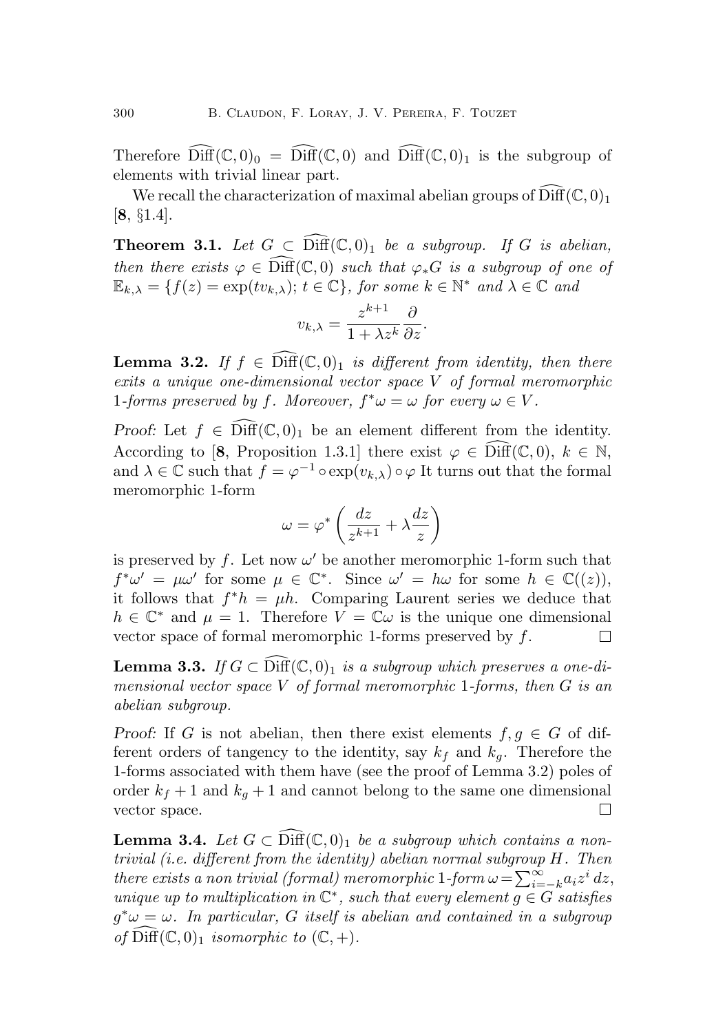Therefore $\widehat{\mathrm{Diff}}(\mathbb{C},0)_0 = \widehat{\mathrm{Diff}}(\mathbb{C},0)$ and $\widehat{\mathrm{Diff}}(\mathbb{C},0)_1$ is the subgroup of elements with trivial linear part.

We recall the characterization of maximal abelian groups of $\widehat{\mathrm{Diff}}(\mathbb{C},0)_1$ [**8**, §1.4].

**Theorem 3.1.** *Let $G \subset \widehat{\mathrm{Diff}}(\mathbb{C},0)_1$ be a subgroup. If $G$ is abelian, then there exists $\varphi \in \widehat{\mathrm{Diff}}(\mathbb{C},0)$ such that $\varphi_* G$ is a subgroup of one of $\mathbb{E}_{k,\lambda} = \{f(z) = \exp(tv_{k,\lambda});\, t \in \mathbb{C}\}$, for some $k \in \mathbb{N}^*$ and $\lambda \in \mathbb{C}$ and*

$$v_{k,\lambda} = \frac{z^{k+1}}{1+\lambda z^k}\frac{\partial}{\partial z}.$$

**Lemma 3.2.** *If $f \in \widehat{\mathrm{Diff}}(\mathbb{C},0)_1$ is different from identity, then there exits a unique one-dimensional vector space $V$ of formal meromorphic 1-forms preserved by $f$. Moreover, $f^*\omega = \omega$ for every $\omega \in V$.*

*Proof:* Let $f \in \widehat{\mathrm{Diff}}(\mathbb{C},0)_1$ be an element different from the identity. According to [**8**, Proposition 1.3.1] there exist $\varphi \in \widehat{\mathrm{Diff}}(\mathbb{C},0)$, $k \in \mathbb{N}$, and $\lambda \in \mathbb{C}$ such that $f = \varphi^{-1} \circ \exp(v_{k,\lambda}) \circ \varphi$ It turns out that the formal meromorphic 1-form

$$\omega = \varphi^*\left(\frac{dz}{z^{k+1}} + \lambda\frac{dz}{z}\right)$$

is preserved by $f$. Let now $\omega'$ be another meromorphic 1-form such that $f^*\omega' = \mu\omega'$ for some $\mu \in \mathbb{C}^*$. Since $\omega' = h\omega$ for some $h \in \mathbb{C}((z))$, it follows that $f^*h = \mu h$. Comparing Laurent series we deduce that $h \in \mathbb{C}^*$ and $\mu = 1$. Therefore $V = \mathbb{C}\omega$ is the unique one dimensional vector space of formal meromorphic 1-forms preserved by $f$. $\square$

**Lemma 3.3.** *If $G \subset \widehat{\mathrm{Diff}}(\mathbb{C},0)_1$ is a subgroup which preserves a one-dimensional vector space $V$ of formal meromorphic 1-forms, then $G$ is an abelian subgroup.*

*Proof:* If $G$ is not abelian, then there exist elements $f, g \in G$ of different orders of tangency to the identity, say $k_f$ and $k_g$. Therefore the 1-forms associated with them have (see the proof of Lemma 3.2) poles of order $k_f + 1$ and $k_g + 1$ and cannot belong to the same one dimensional vector space. $\square$

**Lemma 3.4.** *Let $G \subset \widehat{\mathrm{Diff}}(\mathbb{C},0)_1$ be a subgroup which contains a non-trivial (i.e. different from the identity) abelian normal subgroup $H$. Then there exists a non trivial (formal) meromorphic 1-form $\omega = \sum_{i=-k}^{\infty} a_i z^i\, dz$, unique up to multiplication in $\mathbb{C}^*$, such that every element $g \in G$ satisfies $g^*\omega = \omega$. In particular, $G$ itself is abelian and contained in a subgroup of $\widehat{\mathrm{Diff}}(\mathbb{C},0)_1$ isomorphic to $(\mathbb{C},+)$.*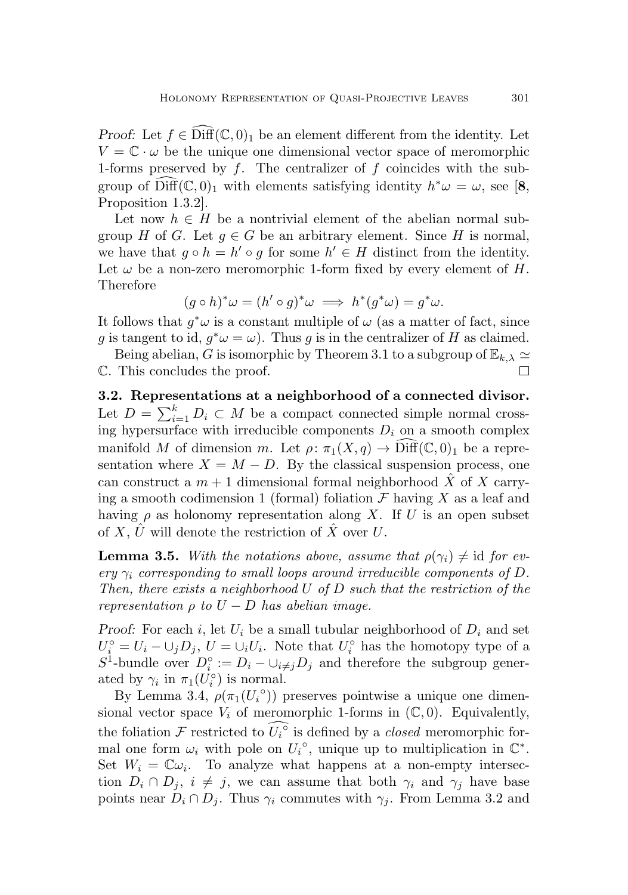*Proof:* Let $f \in \widehat{\mathrm{Diff}}(\mathbb{C},0)_1$ be an element different from the identity. Let $V = \mathbb{C} \cdot \omega$ be the unique one dimensional vector space of meromorphic 1-forms preserved by $f$. The centralizer of $f$ coincides with the subgroup of $\widehat{\mathrm{Diff}}(\mathbb{C},0)_1$ with elements satisfying identity $h^*\omega = \omega$, see [**8**, Proposition 1.3.2].

Let now $h \in H$ be a nontrivial element of the abelian normal subgroup $H$ of $G$. Let $g \in G$ be an arbitrary element. Since $H$ is normal, we have that $g \circ h = h' \circ g$ for some $h' \in H$ distinct from the identity. Let $\omega$ be a non-zero meromorphic 1-form fixed by every element of $H$. Therefore

$$(g \circ h)^*\omega = (h' \circ g)^*\omega \implies h^*(g^*\omega) = g^*\omega.$$

It follows that $g^*\omega$ is a constant multiple of $\omega$ (as a matter of fact, since $g$ is tangent to id, $g^*\omega = \omega$). Thus $g$ is in the centralizer of $H$ as claimed.

Being abelian, $G$ is isomorphic by Theorem 3.1 to a subgroup of $\mathbb{E}_{k,\lambda} \simeq \mathbb{C}$. This concludes the proof. □

**3.2. Representations at a neighborhood of a connected divisor.** Let $D = \sum_{i=1}^{k} D_i \subset M$ be a compact connected simple normal crossing hypersurface with irreducible components $D_i$ on a smooth complex manifold $M$ of dimension $m$. Let $\rho\colon \pi_1(X,q) \to \widehat{\mathrm{Diff}}(\mathbb{C},0)_1$ be a representation where $X = M - D$. By the classical suspension process, one can construct a $m+1$ dimensional formal neighborhood $\hat{X}$ of $X$ carrying a smooth codimension 1 (formal) foliation $\mathcal{F}$ having $X$ as a leaf and having $\rho$ as holonomy representation along $X$. If $U$ is an open subset of $X$, $\hat{U}$ will denote the restriction of $\hat{X}$ over $U$.

**Lemma 3.5.** *With the notations above, assume that $\rho(\gamma_i) \neq \mathrm{id}$ for every $\gamma_i$ corresponding to small loops around irreducible components of $D$. Then, there exists a neighborhood $U$ of $D$ such that the restriction of the representation $\rho$ to $U - D$ has abelian image.*

*Proof:* For each $i$, let $U_i$ be a small tubular neighborhood of $D_i$ and set $U_i^\circ = U_i - \cup_j D_j$, $U = \cup_i U_i$. Note that $U_i^\circ$ has the homotopy type of a $S^1$-bundle over $D_i^\circ := D_i - \cup_{i \neq j} D_j$ and therefore the subgroup generated by $\gamma_i$ in $\pi_1(U_i^\circ)$ is normal.

By Lemma 3.4, $\rho(\pi_1(U_i{}^\circ))$ preserves pointwise a unique one dimensional vector space $V_i$ of meromorphic 1-forms in $(\mathbb{C},0)$. Equivalently, the foliation $\mathcal{F}$ restricted to $\widehat{U_i^\circ}$ is defined by a *closed* meromorphic formal one form $\omega_i$ with pole on $U_i{}^\circ$, unique up to multiplication in $\mathbb{C}^*$. Set $W_i = \mathbb{C}\omega_i$. To analyze what happens at a non-empty intersection $D_i \cap D_j$, $i \neq j$, we can assume that both $\gamma_i$ and $\gamma_j$ have base points near $D_i \cap D_j$. Thus $\gamma_i$ commutes with $\gamma_j$. From Lemma 3.2 and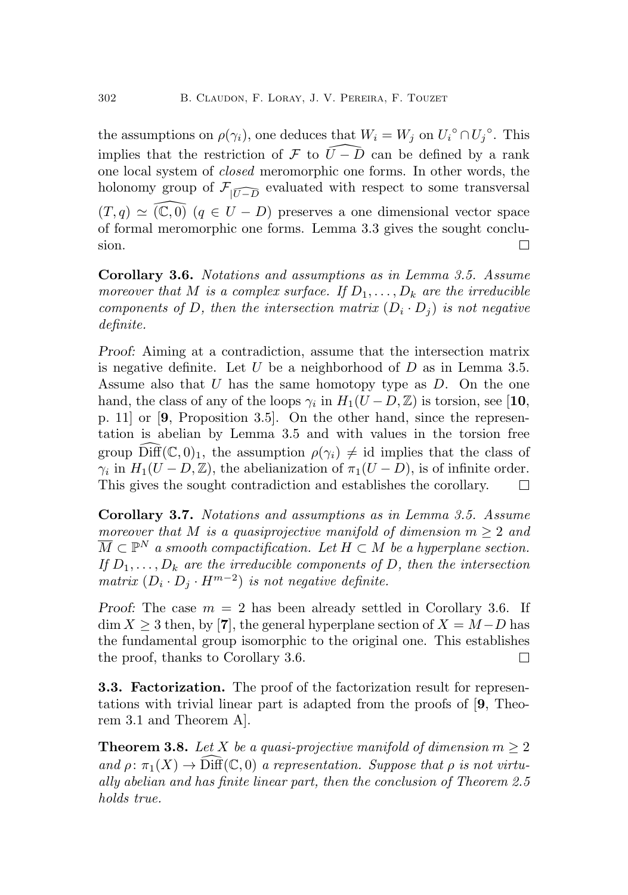the assumptions on $\rho(\gamma_i)$, one deduces that $W_i = W_j$ on ${U_i}^\circ \cap {U_j}^\circ$. This implies that the restriction of $\mathcal{F}$ to $\widehat{U-D}$ can be defined by a rank one local system of *closed* meromorphic one forms. In other words, the holonomy group of $\mathcal{F}_{|\widehat{U-D}}$ evaluated with respect to some transversal $(T,q) \simeq \widehat{(\mathbb{C},0)}$ $(q \in U-D)$ preserves a one dimensional vector space of formal meromorphic one forms. Lemma 3.3 gives the sought conclusion. □

**Corollary 3.6.** *Notations and assumptions as in Lemma 3.5. Assume moreover that $M$ is a complex surface. If $D_1, \ldots, D_k$ are the irreducible components of $D$, then the intersection matrix $(D_i \cdot D_j)$ is not negative definite.*

*Proof:* Aiming at a contradiction, assume that the intersection matrix is negative definite. Let $U$ be a neighborhood of $D$ as in Lemma 3.5. Assume also that $U$ has the same homotopy type as $D$. On the one hand, the class of any of the loops $\gamma_i$ in $H_1(U-D,\mathbb{Z})$ is torsion, see [**10**, p. 11] or [**9**, Proposition 3.5]. On the other hand, since the representation is abelian by Lemma 3.5 and with values in the torsion free group $\widehat{\mathrm{Diff}}(\mathbb{C},0)_1$, the assumption $\rho(\gamma_i) \neq \mathrm{id}$ implies that the class of $\gamma_i$ in $H_1(U-D,\mathbb{Z})$, the abelianization of $\pi_1(U-D)$, is of infinite order. This gives the sought contradiction and establishes the corollary. □

**Corollary 3.7.** *Notations and assumptions as in Lemma 3.5. Assume moreover that $M$ is a quasiprojective manifold of dimension $m \geq 2$ and $\overline{M} \subset \mathbb{P}^N$ a smooth compactification. Let $H \subset M$ be a hyperplane section. If $D_1, \ldots, D_k$ are the irreducible components of $D$, then the intersection matrix $(D_i \cdot D_j \cdot H^{m-2})$ is not negative definite.*

*Proof:* The case $m = 2$ has been already settled in Corollary 3.6. If $\dim X \geq 3$ then, by [**7**], the general hyperplane section of $X = M - D$ has the fundamental group isomorphic to the original one. This establishes the proof, thanks to Corollary 3.6. □

**3.3. Factorization.** The proof of the factorization result for representations with trivial linear part is adapted from the proofs of [**9**, Theorem 3.1 and Theorem A].

**Theorem 3.8.** *Let $X$ be a quasi-projective manifold of dimension $m \geq 2$ and $\rho\colon \pi_1(X) \to \widehat{\mathrm{Diff}}(\mathbb{C},0)$ a representation. Suppose that $\rho$ is not virtually abelian and has finite linear part, then the conclusion of Theorem 2.5 holds true.*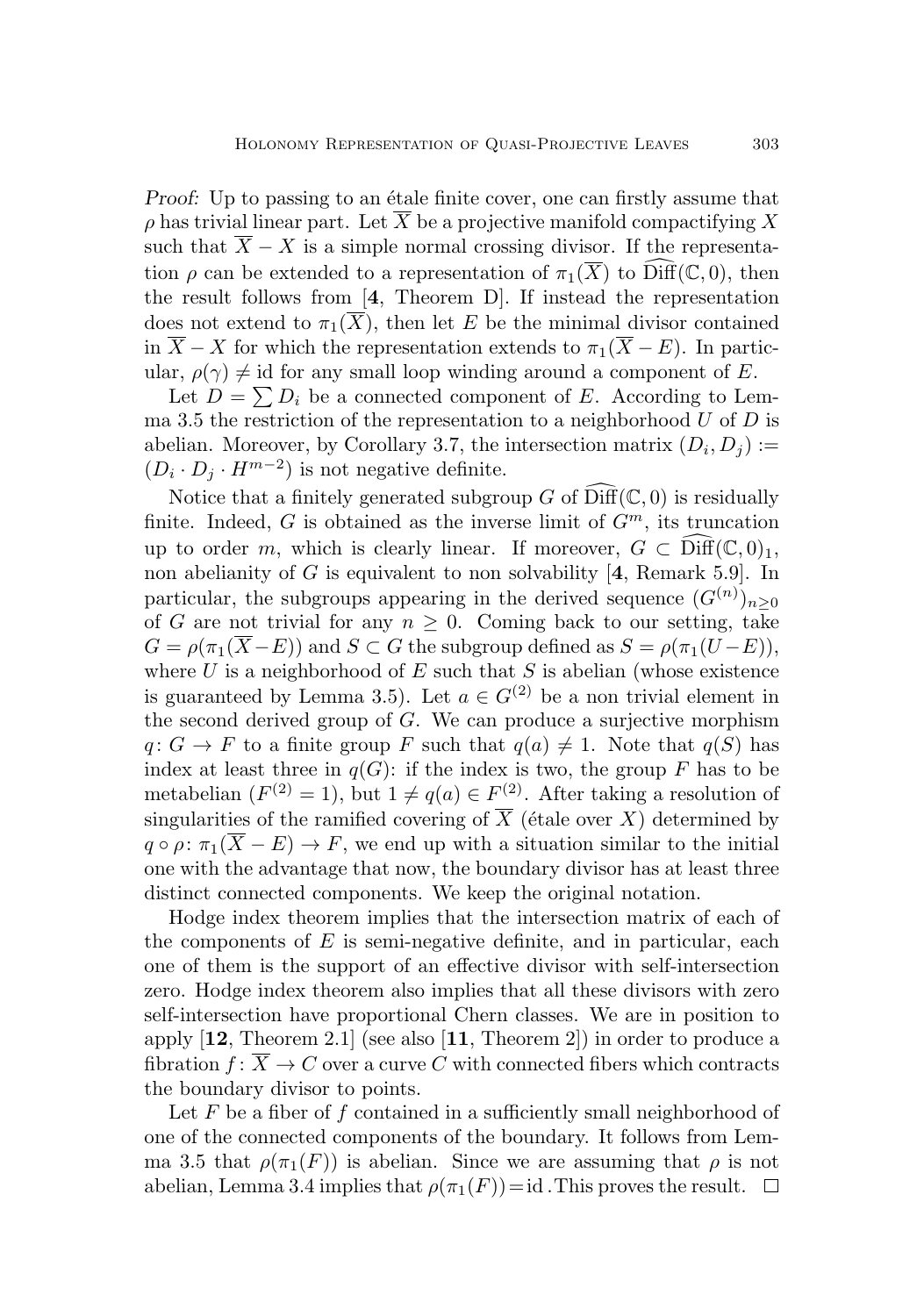*Proof:* Up to passing to an étale finite cover, one can firstly assume that $\rho$ has trivial linear part. Let $\overline{X}$ be a projective manifold compactifying $X$ such that $\overline{X} - X$ is a simple normal crossing divisor. If the representation $\rho$ can be extended to a representation of $\pi_1(\overline{X})$ to $\widehat{\mathrm{Diff}}(\mathbb{C}, 0)$, then the result follows from [**4**, Theorem D]. If instead the representation does not extend to $\pi_1(\overline{X})$, then let $E$ be the minimal divisor contained in $\overline{X} - X$ for which the representation extends to $\pi_1(\overline{X} - E)$. In particular, $\rho(\gamma) \neq \mathrm{id}$ for any small loop winding around a component of $E$.

Let $D = \sum D_i$ be a connected component of $E$. According to Lemma 3.5 the restriction of the representation to a neighborhood $U$ of $D$ is abelian. Moreover, by Corollary 3.7, the intersection matrix $(D_i, D_j) := (D_i \cdot D_j \cdot H^{m-2})$ is not negative definite.

Notice that a finitely generated subgroup $G$ of $\widehat{\mathrm{Diff}}(\mathbb{C}, 0)$ is residually finite. Indeed, $G$ is obtained as the inverse limit of $G^m$, its truncation up to order $m$, which is clearly linear. If moreover, $G \subset \widehat{\mathrm{Diff}}(\mathbb{C}, 0)_1$, non abelianity of $G$ is equivalent to non solvability [**4**, Remark 5.9]. In particular, the subgroups appearing in the derived sequence $(G^{(n)})_{n \geq 0}$ of $G$ are not trivial for any $n \geq 0$. Coming back to our setting, take $G = \rho(\pi_1(\overline{X} - E))$ and $S \subset G$ the subgroup defined as $S = \rho(\pi_1(U - E))$, where $U$ is a neighborhood of $E$ such that $S$ is abelian (whose existence is guaranteed by Lemma 3.5). Let $a \in G^{(2)}$ be a non trivial element in the second derived group of $G$. We can produce a surjective morphism $q\colon G \to F$ to a finite group $F$ such that $q(a) \neq 1$. Note that $q(S)$ has index at least three in $q(G)$: if the index is two, the group $F$ has to be metabelian ($F^{(2)} = 1$), but $1 \neq q(a) \in F^{(2)}$. After taking a resolution of singularities of the ramified covering of $\overline{X}$ (étale over $X$) determined by $q \circ \rho\colon \pi_1(\overline{X} - E) \to F$, we end up with a situation similar to the initial one with the advantage that now, the boundary divisor has at least three distinct connected components. We keep the original notation.

Hodge index theorem implies that the intersection matrix of each of the components of $E$ is semi-negative definite, and in particular, each one of them is the support of an effective divisor with self-intersection zero. Hodge index theorem also implies that all these divisors with zero self-intersection have proportional Chern classes. We are in position to apply [**12**, Theorem 2.1] (see also [**11**, Theorem 2]) in order to produce a fibration $f\colon \overline{X} \to C$ over a curve $C$ with connected fibers which contracts the boundary divisor to points.

Let $F$ be a fiber of $f$ contained in a sufficiently small neighborhood of one of the connected components of the boundary. It follows from Lemma 3.5 that $\rho(\pi_1(F))$ is abelian. Since we are assuming that $\rho$ is not abelian, Lemma 3.4 implies that $\rho(\pi_1(F)) = \mathrm{id}$. This proves the result. $\square$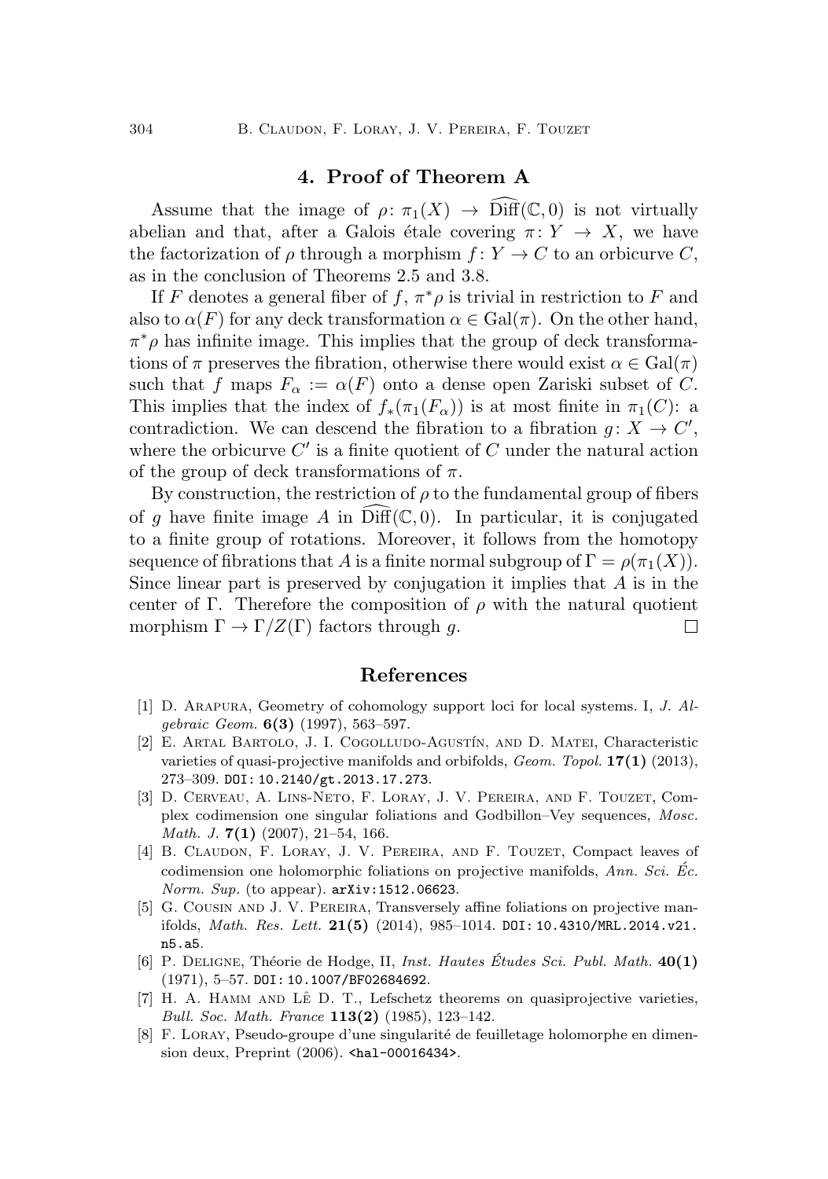## 4. Proof of Theorem A

Assume that the image of $\rho\colon \pi_1(X) \to \widehat{\mathrm{Diff}}(\mathbb{C},0)$ is not virtually abelian and that, after a Galois étale covering $\pi\colon Y \to X$, we have the factorization of $\rho$ through a morphism $f\colon Y \to C$ to an orbicurve $C$, as in the conclusion of Theorems 2.5 and 3.8.

If $F$ denotes a general fiber of $f$, $\pi^*\rho$ is trivial in restriction to $F$ and also to $\alpha(F)$ for any deck transformation $\alpha \in \mathrm{Gal}(\pi)$. On the other hand, $\pi^*\rho$ has infinite image. This implies that the group of deck transformations of $\pi$ preserves the fibration, otherwise there would exist $\alpha \in \mathrm{Gal}(\pi)$ such that $f$ maps $F_\alpha := \alpha(F)$ onto a dense open Zariski subset of $C$. This implies that the index of $f_*(\pi_1(F_\alpha))$ is at most finite in $\pi_1(C)$: a contradiction. We can descend the fibration to a fibration $g\colon X \to C'$, where the orbicurve $C'$ is a finite quotient of $C$ under the natural action of the group of deck transformations of $\pi$.

By construction, the restriction of $\rho$ to the fundamental group of fibers of $g$ have finite image $A$ in $\widehat{\mathrm{Diff}}(\mathbb{C},0)$. In particular, it is conjugated to a finite group of rotations. Moreover, it follows from the homotopy sequence of fibrations that $A$ is a finite normal subgroup of $\Gamma = \rho(\pi_1(X))$. Since linear part is preserved by conjugation it implies that $A$ is in the center of $\Gamma$. Therefore the composition of $\rho$ with the natural quotient morphism $\Gamma \to \Gamma/Z(\Gamma)$ factors through $g$. □

## References

[1] D. Arapura, Geometry of cohomology support loci for local systems. I, *J. Algebraic Geom.* **6(3)** (1997), 563–597.

[2] E. Artal Bartolo, J. I. Cogolludo-Agustín, and D. Matei, Characteristic varieties of quasi-projective manifolds and orbifolds, *Geom. Topol.* **17(1)** (2013), 273–309. DOI: 10.2140/gt.2013.17.273.

[3] D. Cerveau, A. Lins-Neto, F. Loray, J. V. Pereira, and F. Touzet, Complex codimension one singular foliations and Godbillon–Vey sequences, *Mosc. Math. J.* **7(1)** (2007), 21–54, 166.

[4] B. Claudon, F. Loray, J. V. Pereira, and F. Touzet, Compact leaves of codimension one holomorphic foliations on projective manifolds, *Ann. Sci. Éc. Norm. Sup.* (to appear). arXiv:1512.06623.

[5] G. Cousin and J. V. Pereira, Transversely affine foliations on projective manifolds, *Math. Res. Lett.* **21(5)** (2014), 985–1014. DOI: 10.4310/MRL.2014.v21.n5.a5.

[6] P. Deligne, Théorie de Hodge, II, *Inst. Hautes Études Sci. Publ. Math.* **40(1)** (1971), 5–57. DOI: 10.1007/BF02684692.

[7] H. A. Hamm and Lê D. T., Lefschetz theorems on quasiprojective varieties, *Bull. Soc. Math. France* **113(2)** (1985), 123–142.

[8] F. Loray, Pseudo-groupe d'une singularité de feuilletage holomorphe en dimension deux, Preprint (2006). <hal-00016434>.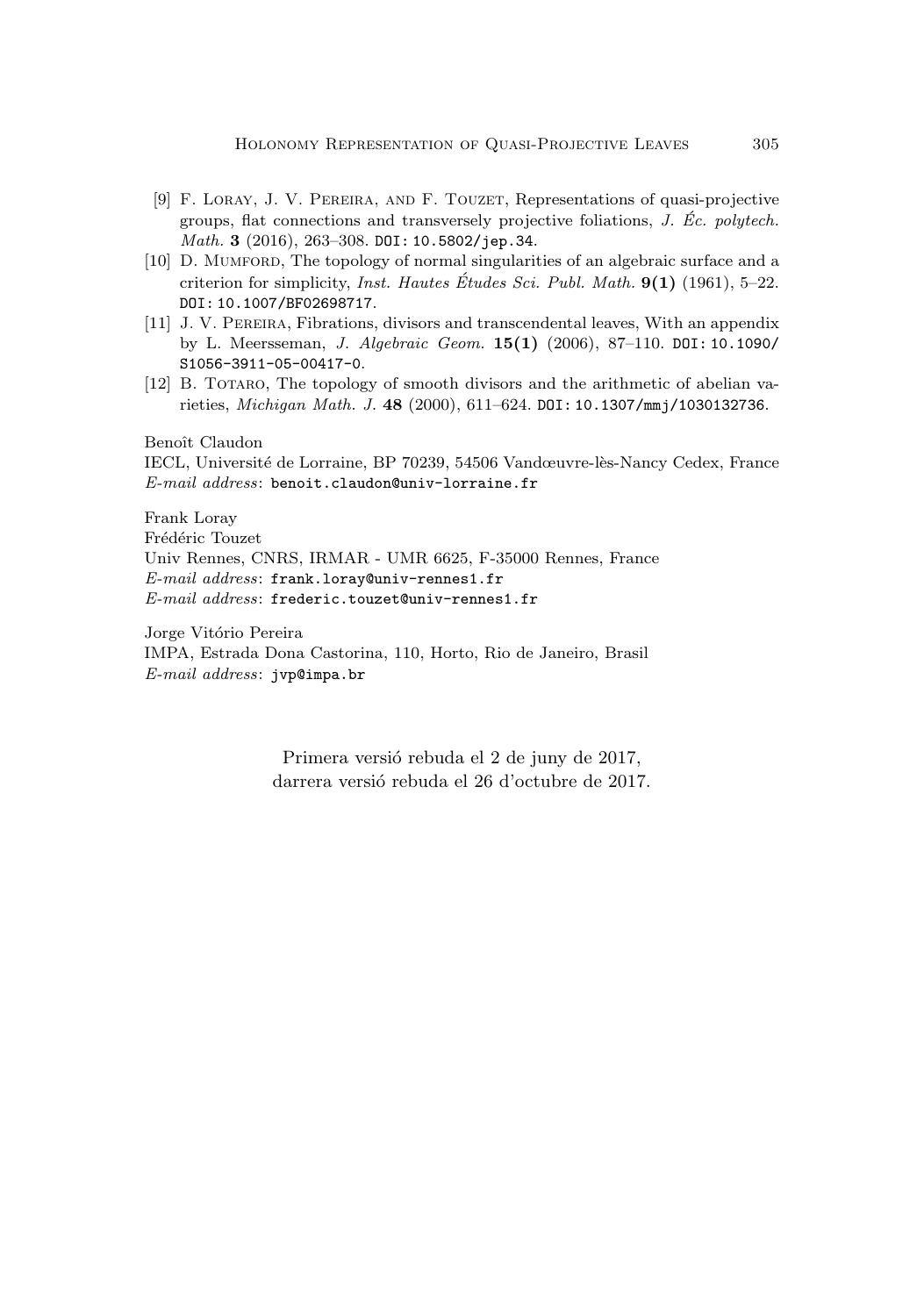[9] F. Loray, J. V. Pereira, and F. Touzet, Representations of quasi-projective groups, flat connections and transversely projective foliations, *J. Éc. polytech. Math.* **3** (2016), 263–308. DOI: 10.5802/jep.34.

[10] D. Mumford, The topology of normal singularities of an algebraic surface and a criterion for simplicity, *Inst. Hautes Études Sci. Publ. Math.* **9(1)** (1961), 5–22. DOI: 10.1007/BF02698717.

[11] J. V. Pereira, Fibrations, divisors and transcendental leaves, With an appendix by L. Meersseman, *J. Algebraic Geom.* **15(1)** (2006), 87–110. DOI: 10.1090/S1056-3911-05-00417-0.

[12] B. Totaro, The topology of smooth divisors and the arithmetic of abelian varieties, *Michigan Math. J.* **48** (2000), 611–624. DOI: 10.1307/mmj/1030132736.

Benoît Claudon
IECL, Université de Lorraine, BP 70239, 54506 Vandœuvre-lès-Nancy Cedex, France
*E-mail address*: benoit.claudon@univ-lorraine.fr

Frank Loray
Frédéric Touzet
Univ Rennes, CNRS, IRMAR - UMR 6625, F-35000 Rennes, France
*E-mail address*: frank.loray@univ-rennes1.fr
*E-mail address*: frederic.touzet@univ-rennes1.fr

Jorge Vitório Pereira
IMPA, Estrada Dona Castorina, 110, Horto, Rio de Janeiro, Brasil
*E-mail address*: jvp@impa.br

Primera versió rebuda el 2 de juny de 2017,
darrera versió rebuda el 26 d'octubre de 2017.